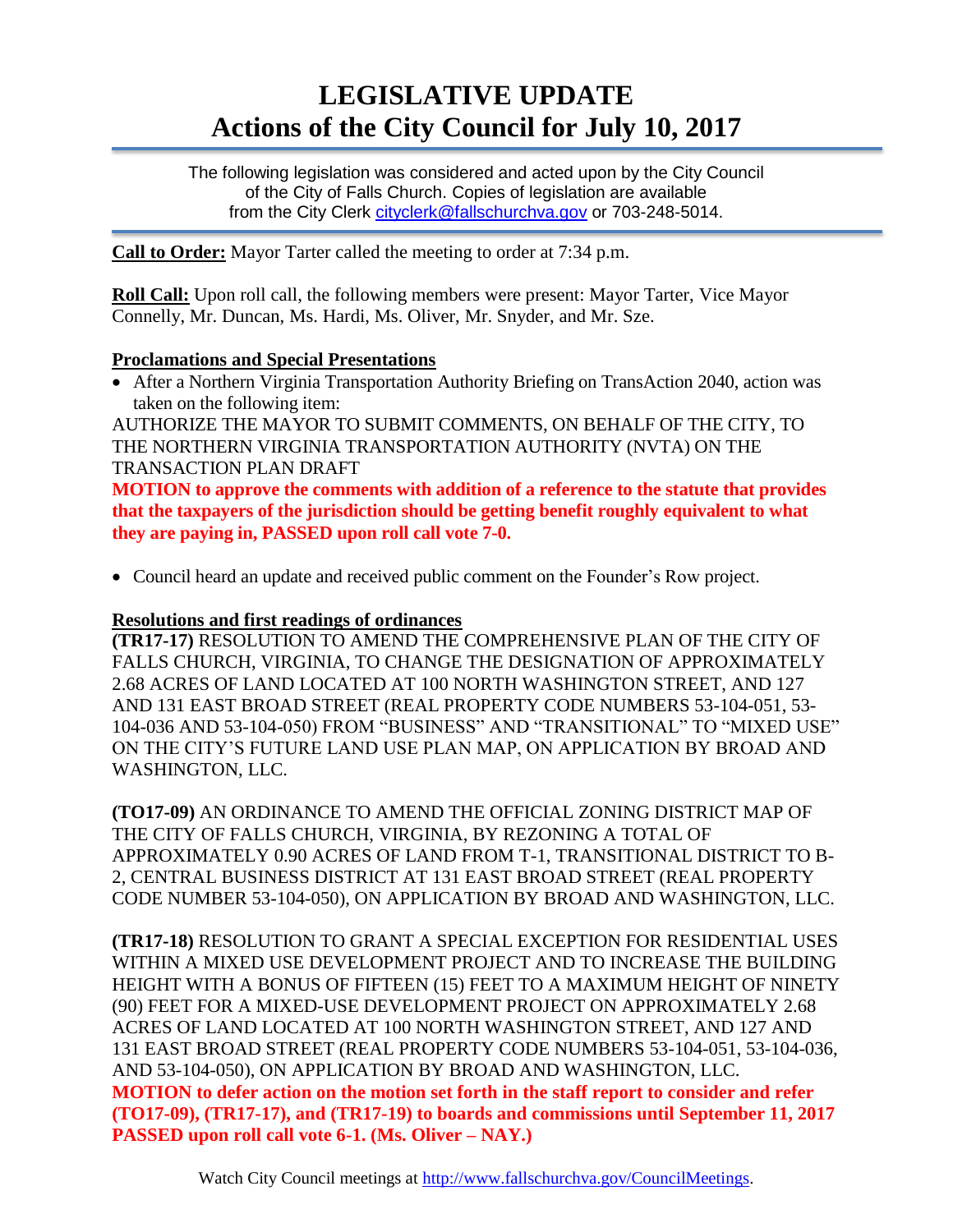# LEGISLATIVE UPDATE
# Actions of the City Council for July 10, 2017

The following legislation was considered and acted upon by the City Council of the City of Falls Church. Copies of legislation are available from the City Clerk cityclerk@fallschurchva.gov or 703-248-5014.

**Call to Order:** Mayor Tarter called the meeting to order at 7:34 p.m.

**Roll Call:** Upon roll call, the following members were present: Mayor Tarter, Vice Mayor Connelly, Mr. Duncan, Ms. Hardi, Ms. Oliver, Mr. Snyder, and Mr. Sze.

**Proclamations and Special Presentations**

- After a Northern Virginia Transportation Authority Briefing on TransAction 2040, action was taken on the following item:

AUTHORIZE THE MAYOR TO SUBMIT COMMENTS, ON BEHALF OF THE CITY, TO THE NORTHERN VIRGINIA TRANSPORTATION AUTHORITY (NVTA) ON THE TRANSACTION PLAN DRAFT

**MOTION to approve the comments with addition of a reference to the statute that provides that the taxpayers of the jurisdiction should be getting benefit roughly equivalent to what they are paying in, PASSED upon roll call vote 7-0.**

- Council heard an update and received public comment on the Founder's Row project.

**Resolutions and first readings of ordinances**

**(TR17-17)** RESOLUTION TO AMEND THE COMPREHENSIVE PLAN OF THE CITY OF FALLS CHURCH, VIRGINIA, TO CHANGE THE DESIGNATION OF APPROXIMATELY 2.68 ACRES OF LAND LOCATED AT 100 NORTH WASHINGTON STREET, AND 127 AND 131 EAST BROAD STREET (REAL PROPERTY CODE NUMBERS 53-104-051, 53-104-036 AND 53-104-050) FROM "BUSINESS" AND "TRANSITIONAL" TO "MIXED USE" ON THE CITY'S FUTURE LAND USE PLAN MAP, ON APPLICATION BY BROAD AND WASHINGTON, LLC.

**(TO17-09)** AN ORDINANCE TO AMEND THE OFFICIAL ZONING DISTRICT MAP OF THE CITY OF FALLS CHURCH, VIRGINIA, BY REZONING A TOTAL OF APPROXIMATELY 0.90 ACRES OF LAND FROM T-1, TRANSITIONAL DISTRICT TO B-2, CENTRAL BUSINESS DISTRICT AT 131 EAST BROAD STREET (REAL PROPERTY CODE NUMBER 53-104-050), ON APPLICATION BY BROAD AND WASHINGTON, LLC.

**(TR17-18)** RESOLUTION TO GRANT A SPECIAL EXCEPTION FOR RESIDENTIAL USES WITHIN A MIXED USE DEVELOPMENT PROJECT AND TO INCREASE THE BUILDING HEIGHT WITH A BONUS OF FIFTEEN (15) FEET TO A MAXIMUM HEIGHT OF NINETY (90) FEET FOR A MIXED-USE DEVELOPMENT PROJECT ON APPROXIMATELY 2.68 ACRES OF LAND LOCATED AT 100 NORTH WASHINGTON STREET, AND 127 AND 131 EAST BROAD STREET (REAL PROPERTY CODE NUMBERS 53-104-051, 53-104-036, AND 53-104-050), ON APPLICATION BY BROAD AND WASHINGTON, LLC.

**MOTION to defer action on the motion set forth in the staff report to consider and refer (TO17-09), (TR17-17), and (TR17-19) to boards and commissions until September 11, 2017 PASSED upon roll call vote 6-1. (Ms. Oliver – NAY.)**

Watch City Council meetings at http://www.fallschurchva.gov/CouncilMeetings.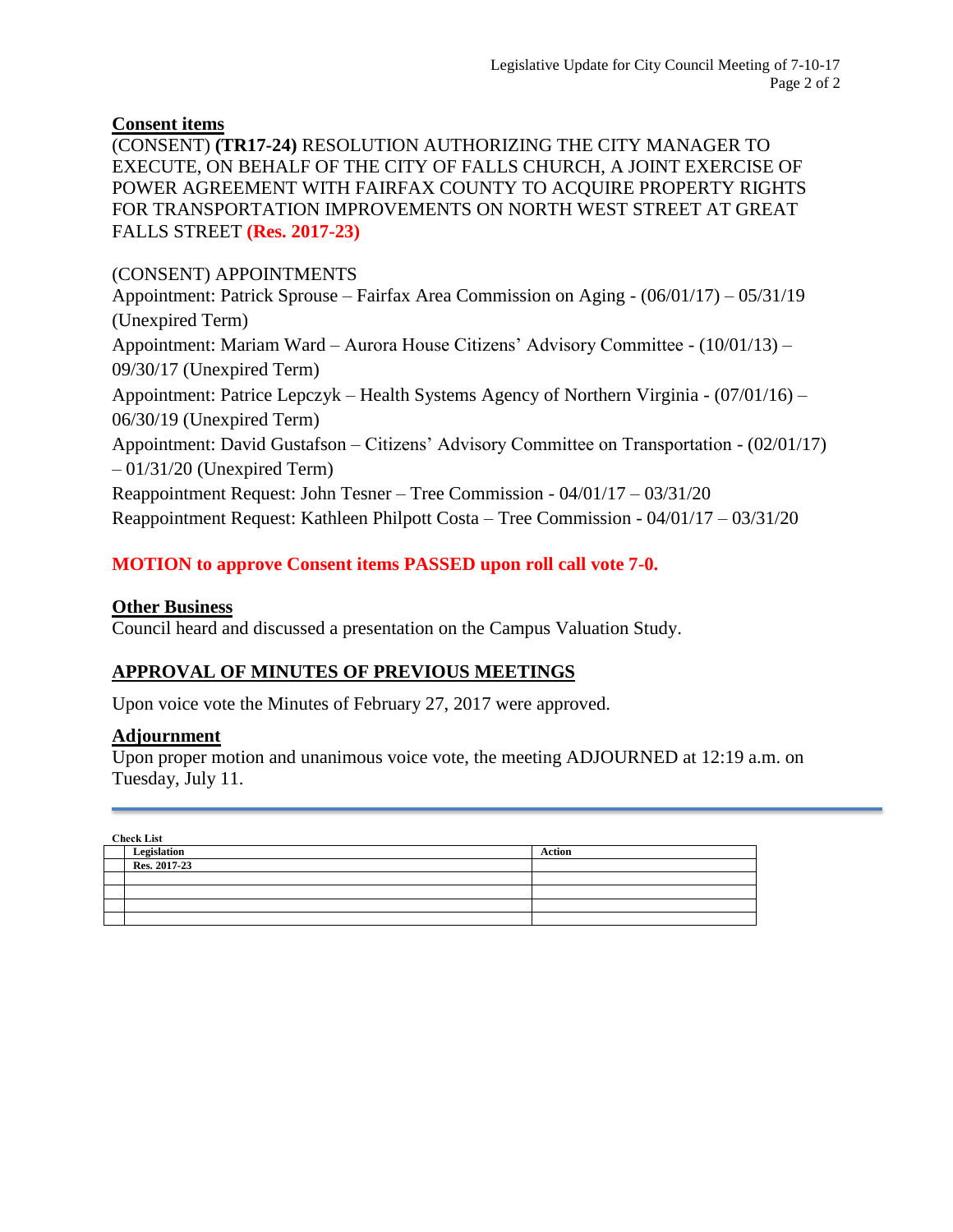## Consent items

(CONSENT) **(TR17-24)** RESOLUTION AUTHORIZING THE CITY MANAGER TO EXECUTE, ON BEHALF OF THE CITY OF FALLS CHURCH, A JOINT EXERCISE OF POWER AGREEMENT WITH FAIRFAX COUNTY TO ACQUIRE PROPERTY RIGHTS FOR TRANSPORTATION IMPROVEMENTS ON NORTH WEST STREET AT GREAT FALLS STREET **(Res. 2017-23)**

(CONSENT) APPOINTMENTS

Appointment: Patrick Sprouse – Fairfax Area Commission on Aging - (06/01/17) – 05/31/19 (Unexpired Term)

Appointment: Mariam Ward – Aurora House Citizens' Advisory Committee - (10/01/13) – 09/30/17 (Unexpired Term)

Appointment: Patrice Lepczyk – Health Systems Agency of Northern Virginia - (07/01/16) – 06/30/19 (Unexpired Term)

Appointment: David Gustafson – Citizens' Advisory Committee on Transportation - (02/01/17) – 01/31/20 (Unexpired Term)

Reappointment Request: John Tesner – Tree Commission - 04/01/17 – 03/31/20

Reappointment Request: Kathleen Philpott Costa – Tree Commission - 04/01/17 – 03/31/20

**MOTION to approve Consent items PASSED upon roll call vote 7-0.**

## Other Business

Council heard and discussed a presentation on the Campus Valuation Study.

## APPROVAL OF MINUTES OF PREVIOUS MEETINGS

Upon voice vote the Minutes of February 27, 2017 were approved.

## Adjournment

Upon proper motion and unanimous voice vote, the meeting ADJOURNED at 12:19 a.m. on Tuesday, July 11.

---

**Check List**

| | Legislation | Action |
|---|---|---|
| | Res. 2017-23 | |
| | | |
| | | |
| | | |
| | | |